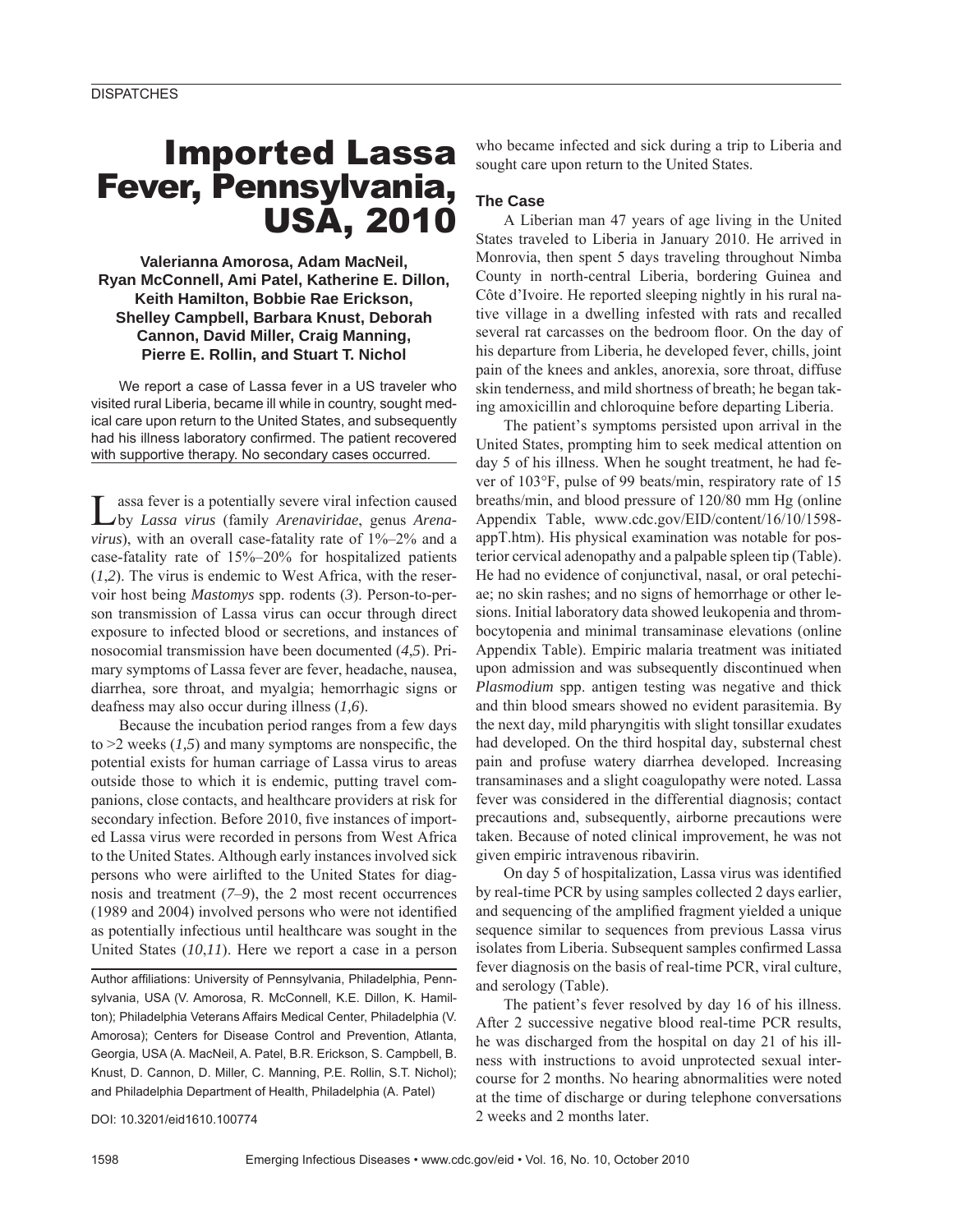# Imported Lassa Fever, Pennsylvania, USA, 2010

**Valerianna Amorosa, Adam MacNeil, Ryan McConnell, Ami Patel, Katherine E. Dillon, Keith Hamilton, Bobbie Rae Erickson, Shelley Campbell, Barbara Knust, Deborah Cannon, David Miller, Craig Manning, Pierre E. Rollin, and Stuart T. Nichol**

We report a case of Lassa fever in a US traveler who visited rural Liberia, became ill while in country, sought medical care upon return to the United States, and subsequently had his illness laboratory confirmed. The patient recovered with supportive therapy. No secondary cases occurred.

Lassa fever is a potentially severe viral infection caused by *Lassa virus* (family *Arenaviridae*, genus *Arenavirus*), with an overall case-fatality rate of 1%–2% and a case-fatality rate of 15%–20% for hospitalized patients (*1*,*2*). The virus is endemic to West Africa, with the reservoir host being *Mastomys* spp. rodents (*3*). Person-to-person transmission of Lassa virus can occur through direct exposure to infected blood or secretions, and instances of nosocomial transmission have been documented (*4*,*5*). Primary symptoms of Lassa fever are fever, headache, nausea, diarrhea, sore throat, and myalgia; hemorrhagic signs or deafness may also occur during illness (*1*,*6*).

Because the incubation period ranges from a few days to >2 weeks (*1*,*5*) and many symptoms are nonspecific, the potential exists for human carriage of Lassa virus to areas outside those to which it is endemic, putting travel companions, close contacts, and healthcare providers at risk for secondary infection. Before 2010, five instances of imported Lassa virus were recorded in persons from West Africa to the United States. Although early instances involved sick persons who were airlifted to the United States for diagnosis and treatment (*7*–*9*), the 2 most recent occurrences (1989 and 2004) involved persons who were not identified as potentially infectious until healthcare was sought in the United States (*10*,*11*). Here we report a case in a person who became infected and sick during a trip to Liberia and sought care upon return to the United States.

Author affiliations: University of Pennsylvania, Philadelphia, Pennsylvania, USA (V. Amorosa, R. McConnell, K.E. Dillon, K. Hamilton); Philadelphia Veterans Affairs Medical Center, Philadelphia (V. Amorosa); Centers for Disease Control and Prevention, Atlanta, Georgia, USA (A. MacNeil, A. Patel, B.R. Erickson, S. Campbell, B. Knust, D. Cannon, D. Miller, C. Manning, P.E. Rollin, S.T. Nichol); and Philadelphia Department of Health, Philadelphia (A. Patel)

DOI: 10.3201/eid1610.100774

## The Case

A Liberian man 47 years of age living in the United States traveled to Liberia in January 2010. He arrived in Monrovia, then spent 5 days traveling throughout Nimba County in north-central Liberia, bordering Guinea and Côte d'Ivoire. He reported sleeping nightly in his rural native village in a dwelling infested with rats and recalled several rat carcasses on the bedroom floor. On the day of his departure from Liberia, he developed fever, chills, joint pain of the knees and ankles, anorexia, sore throat, diffuse skin tenderness, and mild shortness of breath; he began taking amoxicillin and chloroquine before departing Liberia.

The patient's symptoms persisted upon arrival in the United States, prompting him to seek medical attention on day 5 of his illness. When he sought treatment, he had fever of 103°F, pulse of 99 beats/min, respiratory rate of 15 breaths/min, and blood pressure of 120/80 mm Hg (online Appendix Table, www.cdc.gov/EID/content/16/10/1598-appT.htm). His physical examination was notable for posterior cervical adenopathy and a palpable spleen tip (Table). He had no evidence of conjunctival, nasal, or oral petechiae; no skin rashes; and no signs of hemorrhage or other lesions. Initial laboratory data showed leukopenia and thrombocytopenia and minimal transaminase elevations (online Appendix Table). Empiric malaria treatment was initiated upon admission and was subsequently discontinued when *Plasmodium* spp. antigen testing was negative and thick and thin blood smears showed no evident parasitemia. By the next day, mild pharyngitis with slight tonsillar exudates had developed. On the third hospital day, substernal chest pain and profuse watery diarrhea developed. Increasing transaminases and a slight coagulopathy were noted. Lassa fever was considered in the differential diagnosis; contact precautions and, subsequently, airborne precautions were taken. Because of noted clinical improvement, he was not given empiric intravenous ribavirin.

On day 5 of hospitalization, Lassa virus was identified by real-time PCR by using samples collected 2 days earlier, and sequencing of the amplified fragment yielded a unique sequence similar to sequences from previous Lassa virus isolates from Liberia. Subsequent samples confirmed Lassa fever diagnosis on the basis of real-time PCR, viral culture, and serology (Table).

The patient's fever resolved by day 16 of his illness. After 2 successive negative blood real-time PCR results, he was discharged from the hospital on day 21 of his illness with instructions to avoid unprotected sexual intercourse for 2 months. No hearing abnormalities were noted at the time of discharge or during telephone conversations 2 weeks and 2 months later.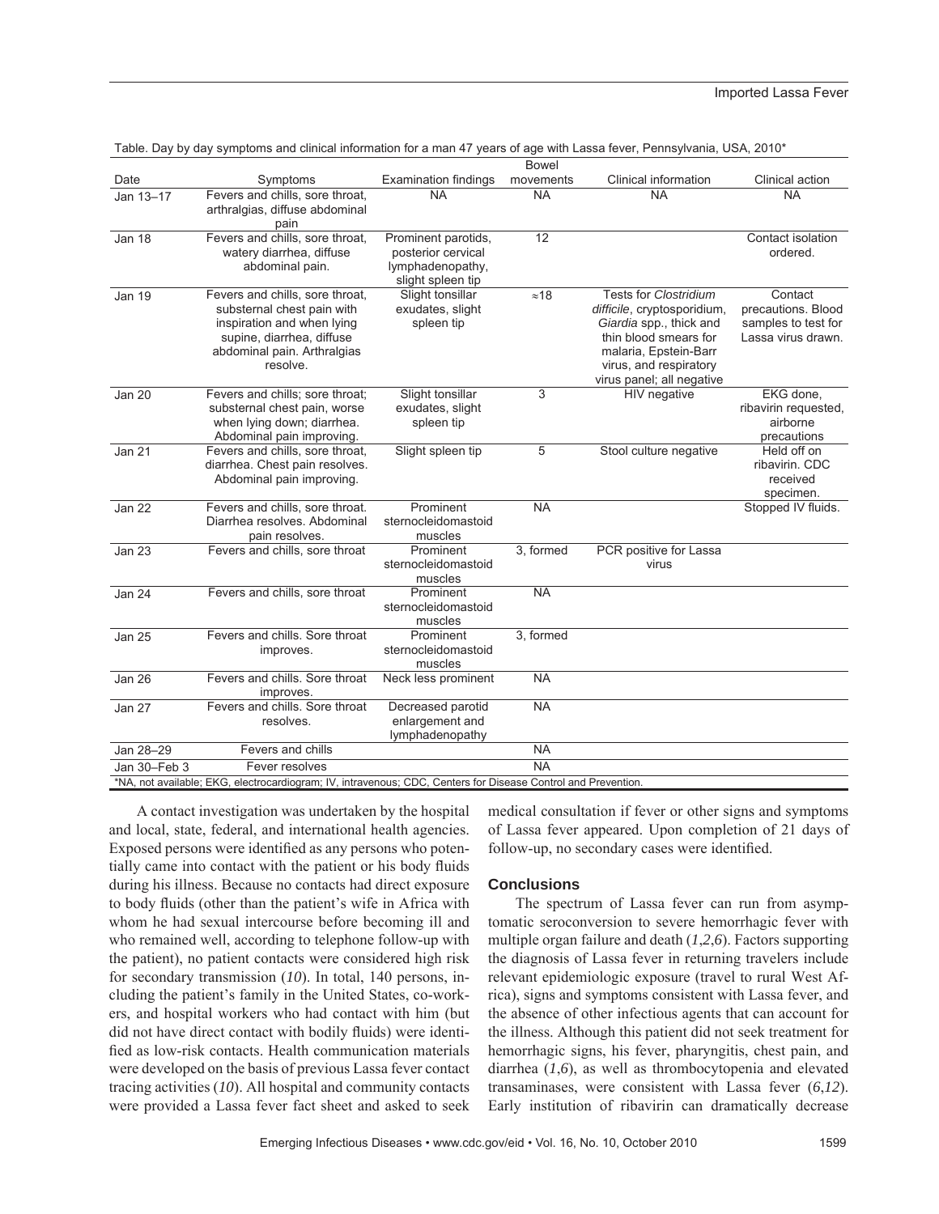Table. Day by day symptoms and clinical information for a man 47 years of age with Lassa fever, Pennsylvania, USA, 2010*

| Date | Symptoms | Examination findings | Bowel movements | Clinical information | Clinical action |
|---|---|---|---|---|---|
| Jan 13–17 | Fevers and chills, sore throat, arthralgias, diffuse abdominal pain | NA | NA | NA | NA |
| Jan 18 | Fevers and chills, sore throat, watery diarrhea, diffuse abdominal pain. | Prominent parotids, posterior cervical lymphadenopathy, slight spleen tip | 12 | | Contact isolation ordered. |
| Jan 19 | Fevers and chills, sore throat, substernal chest pain with inspiration and when lying supine, diarrhea, diffuse abdominal pain. Arthralgias resolve. | Slight tonsillar exudates, slight spleen tip | ≈18 | Tests for *Clostridium difficile*, cryptosporidium, *Giardia* spp., thick and thin blood smears for malaria, Epstein-Barr virus, and respiratory virus panel; all negative | Contact precautions. Blood samples to test for Lassa virus drawn. |
| Jan 20 | Fevers and chills; sore throat; substernal chest pain, worse when lying down; diarrhea. Abdominal pain improving. | Slight tonsillar exudates, slight spleen tip | 3 | HIV negative | EKG done, ribavirin requested, airborne precautions |
| Jan 21 | Fevers and chills, sore throat, diarrhea. Chest pain resolves. Abdominal pain improving. | Slight spleen tip | 5 | Stool culture negative | Held off on ribavirin. CDC received specimen. |
| Jan 22 | Fevers and chills, sore throat. Diarrhea resolves. Abdominal pain resolves. | Prominent sternocleidomastoid muscles | NA | | Stopped IV fluids. |
| Jan 23 | Fevers and chills, sore throat | Prominent sternocleidomastoid muscles | 3, formed | PCR positive for Lassa virus | |
| Jan 24 | Fevers and chills, sore throat | Prominent sternocleidomastoid muscles | NA | | |
| Jan 25 | Fevers and chills. Sore throat improves. | Prominent sternocleidomastoid muscles | 3, formed | | |
| Jan 26 | Fevers and chills. Sore throat improves. | Neck less prominent | NA | | |
| Jan 27 | Fevers and chills. Sore throat resolves. | Decreased parotid enlargement and lymphadenopathy | NA | | |
| Jan 28–29 | Fevers and chills | | NA | | |
| Jan 30–Feb 3 | Fever resolves | | NA | | |

*NA, not available; EKG, electrocardiogram; IV, intravenous; CDC, Centers for Disease Control and Prevention.

A contact investigation was undertaken by the hospital and local, state, federal, and international health agencies. Exposed persons were identified as any persons who potentially came into contact with the patient or his body fluids during his illness. Because no contacts had direct exposure to body fluids (other than the patient's wife in Africa with whom he had sexual intercourse before becoming ill and who remained well, according to telephone follow-up with the patient), no patient contacts were considered high risk for secondary transmission (*10*). In total, 140 persons, including the patient's family in the United States, co-workers, and hospital workers who had contact with him (but did not have direct contact with bodily fluids) were identified as low-risk contacts. Health communication materials were developed on the basis of previous Lassa fever contact tracing activities (*10*). All hospital and community contacts were provided a Lassa fever fact sheet and asked to seek medical consultation if fever or other signs and symptoms of Lassa fever appeared. Upon completion of 21 days of follow-up, no secondary cases were identified.

## Conclusions

The spectrum of Lassa fever can run from asymptomatic seroconversion to severe hemorrhagic fever with multiple organ failure and death (*1*,*2*,*6*). Factors supporting the diagnosis of Lassa fever in returning travelers include relevant epidemiologic exposure (travel to rural West Africa), signs and symptoms consistent with Lassa fever, and the absence of other infectious agents that can account for the illness. Although this patient did not seek treatment for hemorrhagic signs, his fever, pharyngitis, chest pain, and diarrhea (*1*,*6*), as well as thrombocytopenia and elevated transaminases, were consistent with Lassa fever (*6*,*12*). Early institution of ribavirin can dramatically decrease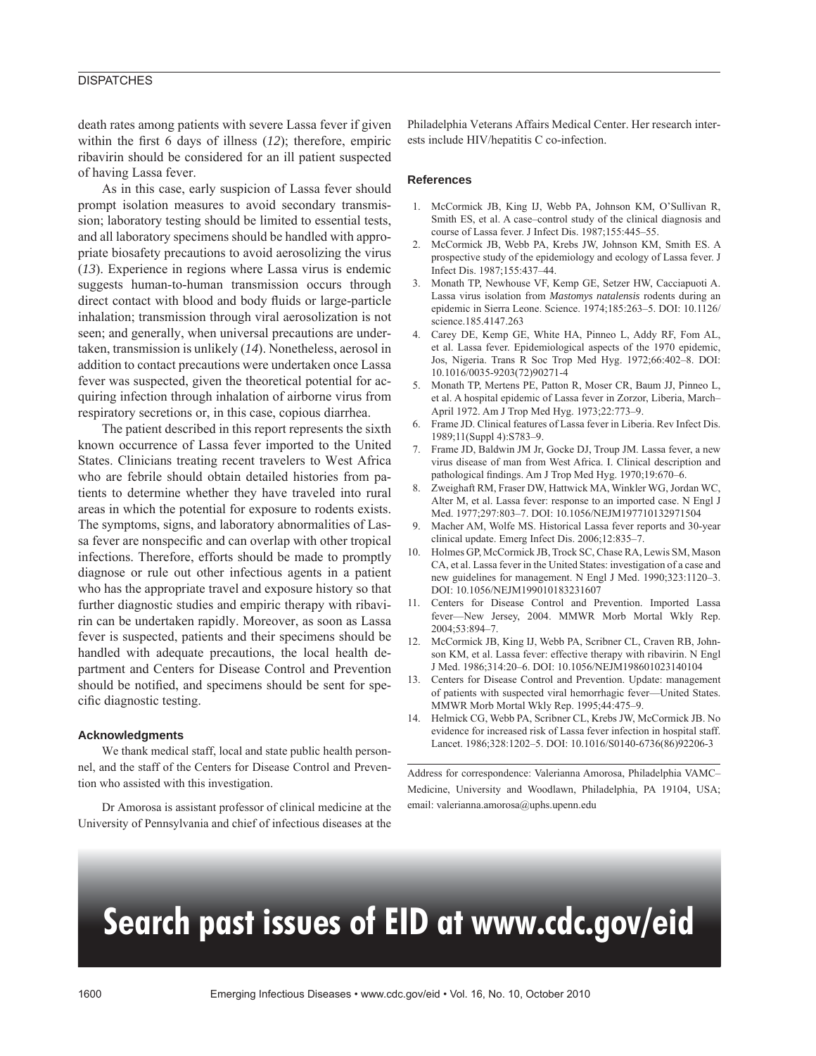death rates among patients with severe Lassa fever if given within the first 6 days of illness (*12*); therefore, empiric ribavirin should be considered for an ill patient suspected of having Lassa fever.

As in this case, early suspicion of Lassa fever should prompt isolation measures to avoid secondary transmission; laboratory testing should be limited to essential tests, and all laboratory specimens should be handled with appropriate biosafety precautions to avoid aerosolizing the virus (*13*). Experience in regions where Lassa virus is endemic suggests human-to-human transmission occurs through direct contact with blood and body fluids or large-particle inhalation; transmission through viral aerosolization is not seen; and generally, when universal precautions are undertaken, transmission is unlikely (*14*). Nonetheless, aerosol in addition to contact precautions were undertaken once Lassa fever was suspected, given the theoretical potential for acquiring infection through inhalation of airborne virus from respiratory secretions or, in this case, copious diarrhea.

The patient described in this report represents the sixth known occurrence of Lassa fever imported to the United States. Clinicians treating recent travelers to West Africa who are febrile should obtain detailed histories from patients to determine whether they have traveled into rural areas in which the potential for exposure to rodents exists. The symptoms, signs, and laboratory abnormalities of Lassa fever are nonspecific and can overlap with other tropical infections. Therefore, efforts should be made to promptly diagnose or rule out other infectious agents in a patient who has the appropriate travel and exposure history so that further diagnostic studies and empiric therapy with ribavirin can be undertaken rapidly. Moreover, as soon as Lassa fever is suspected, patients and their specimens should be handled with adequate precautions, the local health department and Centers for Disease Control and Prevention should be notified, and specimens should be sent for specific diagnostic testing.

### Acknowledgments

We thank medical staff, local and state public health personnel, and the staff of the Centers for Disease Control and Prevention who assisted with this investigation.

Dr Amorosa is assistant professor of clinical medicine at the University of Pennsylvania and chief of infectious diseases at the Philadelphia Veterans Affairs Medical Center. Her research interests include HIV/hepatitis C co-infection.

### References

1. McCormick JB, King IJ, Webb PA, Johnson KM, O'Sullivan R, Smith ES, et al. A case–control study of the clinical diagnosis and course of Lassa fever. J Infect Dis. 1987;155:445–55.
2. McCormick JB, Webb PA, Krebs JW, Johnson KM, Smith ES. A prospective study of the epidemiology and ecology of Lassa fever. J Infect Dis. 1987;155:437–44.
3. Monath TP, Newhouse VF, Kemp GE, Setzer HW, Cacciapuoti A. Lassa virus isolation from *Mastomys natalensis* rodents during an epidemic in Sierra Leone. Science. 1974;185:263–5. DOI: 10.1126/science.185.4147.263
4. Carey DE, Kemp GE, White HA, Pinneo L, Addy RF, Fom AL, et al. Lassa fever. Epidemiological aspects of the 1970 epidemic, Jos, Nigeria. Trans R Soc Trop Med Hyg. 1972;66:402–8. DOI: 10.1016/0035-9203(72)90271-4
5. Monath TP, Mertens PE, Patton R, Moser CR, Baum JJ, Pinneo L, et al. A hospital epidemic of Lassa fever in Zorzor, Liberia, March–April 1972. Am J Trop Med Hyg. 1973;22:773–9.
6. Frame JD. Clinical features of Lassa fever in Liberia. Rev Infect Dis. 1989;11(Suppl 4):S783–9.
7. Frame JD, Baldwin JM Jr, Gocke DJ, Troup JM. Lassa fever, a new virus disease of man from West Africa. I. Clinical description and pathological findings. Am J Trop Med Hyg. 1970;19:670–6.
8. Zweighaft RM, Fraser DW, Hattwick MA, Winkler WG, Jordan WC, Alter M, et al. Lassa fever: response to an imported case. N Engl J Med. 1977;297:803–7. DOI: 10.1056/NEJM197710132971504
9. Macher AM, Wolfe MS. Historical Lassa fever reports and 30-year clinical update. Emerg Infect Dis. 2006;12:835–7.
10. Holmes GP, McCormick JB, Trock SC, Chase RA, Lewis SM, Mason CA, et al. Lassa fever in the United States: investigation of a case and new guidelines for management. N Engl J Med. 1990;323:1120–3. DOI: 10.1056/NEJM199010183231607
11. Centers for Disease Control and Prevention. Imported Lassa fever—New Jersey, 2004. MMWR Morb Mortal Wkly Rep. 2004;53:894–7.
12. McCormick JB, King IJ, Webb PA, Scribner CL, Craven RB, Johnson KM, et al. Lassa fever: effective therapy with ribavirin. N Engl J Med. 1986;314:20–6. DOI: 10.1056/NEJM198601023140104
13. Centers for Disease Control and Prevention. Update: management of patients with suspected viral hemorrhagic fever—United States. MMWR Morb Mortal Wkly Rep. 1995;44:475–9.
14. Helmick CG, Webb PA, Scribner CL, Krebs JW, McCormick JB. No evidence for increased risk of Lassa fever infection in hospital staff. Lancet. 1986;328:1202–5. DOI: 10.1016/S0140-6736(86)92206-3

Address for correspondence: Valerianna Amorosa, Philadelphia VAMC–Medicine, University and Woodlawn, Philadelphia, PA 19104, USA; email: valerianna.amorosa@uphs.upenn.edu

**Search past issues of EID at www.cdc.gov/eid**